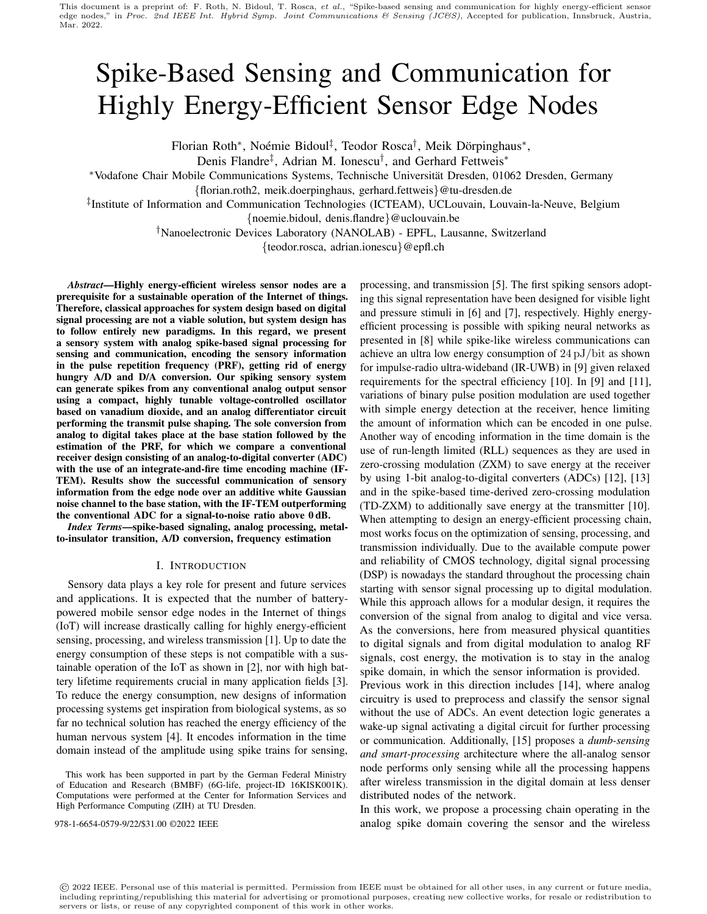This document is a preprint of: F. Roth, N. Bidoul, T. Rosca, *et al.*, "Spike-based sensing and communication for highly energy-efficient sensor edge nodes," in *Proc. 2nd IEEE Int. Hybrid Symp. Joint Communications & Sensing (JC&S)*, Accepted for publication, Innsbruck, Austria, Mar. 2022.

# Spike-Based Sensing and Communication for Highly Energy-Efficient Sensor Edge Nodes

Florian Roth*, Noémie Bidoul‡, Teodor Rosca†, Meik Dörpinghaus*, Denis Flandre‡, Adrian M. Ionescu†, and Gerhard Fettweis*

*Vodafone Chair Mobile Communications Systems, Technische Universität Dresden, 01062 Dresden, Germany
{florian.roth2, meik.doerpinghaus, gerhard.fettweis}@tu-dresden.de

‡Institute of Information and Communication Technologies (ICTEAM), UCLouvain, Louvain-la-Neuve, Belgium
{noemie.bidoul, denis.flandre}@uclouvain.be

†Nanoelectronic Devices Laboratory (NANOLAB) - EPFL, Lausanne, Switzerland
{teodor.rosca, adrian.ionescu}@epfl.ch

***Abstract*—Highly energy-efficient wireless sensor nodes are a prerequisite for a sustainable operation of the Internet of things. Therefore, classical approaches for system design based on digital signal processing are not a viable solution, but system design has to follow entirely new paradigms. In this regard, we present a sensory system with analog spike-based signal processing for sensing and communication, encoding the sensory information in the pulse repetition frequency (PRF), getting rid of energy hungry A/D and D/A conversion. Our spiking sensory system can generate spikes from any conventional analog output sensor using a compact, highly tunable voltage-controlled oscillator based on vanadium dioxide, and an analog differentiator circuit performing the transmit pulse shaping. The sole conversion from analog to digital takes place at the base station followed by the estimation of the PRF, for which we compare a conventional receiver design consisting of an analog-to-digital converter (ADC) with the use of an integrate-and-fire time encoding machine (IF-TEM). Results show the successful communication of sensory information from the edge node over an additive white Gaussian noise channel to the base station, with the IF-TEM outperforming the conventional ADC for a signal-to-noise ratio above 0 dB.**

***Index Terms*—spike-based signaling, analog processing, metal-to-insulator transition, A/D conversion, frequency estimation**

## I. Introduction

Sensory data plays a key role for present and future services and applications. It is expected that the number of battery-powered mobile sensor edge nodes in the Internet of things (IoT) will increase drastically calling for highly energy-efficient sensing, processing, and wireless transmission [1]. Up to date the energy consumption of these steps is not compatible with a sustainable operation of the IoT as shown in [2], nor with high battery lifetime requirements crucial in many application fields [3]. To reduce the energy consumption, new designs of information processing systems get inspiration from biological systems, as so far no technical solution has reached the energy efficiency of the human nervous system [4]. It encodes information in the time domain instead of the amplitude using spike trains for sensing, processing, and transmission [5]. The first spiking sensors adopting this signal representation have been designed for visible light and pressure stimuli in [6] and [7], respectively. Highly energy-efficient processing is possible with spiking neural networks as presented in [8] while spike-like wireless communications can achieve an ultra low energy consumption of $24\,\mathrm{pJ/bit}$ as shown for impulse-radio ultra-wideband (IR-UWB) in [9] given relaxed requirements for the spectral efficiency [10]. In [9] and [11], variations of binary pulse position modulation are used together with simple energy detection at the receiver, hence limiting the amount of information which can be encoded in one pulse. Another way of encoding information in the time domain is the use of run-length limited (RLL) sequences as they are used in zero-crossing modulation (ZXM) to save energy at the receiver by using 1-bit analog-to-digital converters (ADCs) [12], [13] and in the spike-based time-derived zero-crossing modulation (TD-ZXM) to additionally save energy at the transmitter [10]. When attempting to design an energy-efficient processing chain, most works focus on the optimization of sensing, processing, and transmission individually. Due to the available compute power and reliability of CMOS technology, digital signal processing (DSP) is nowadays the standard throughout the processing chain starting with sensor signal processing up to digital modulation. While this approach allows for a modular design, it requires the conversion of the signal from analog to digital and vice versa. As the conversions, here from measured physical quantities to digital signals and from digital modulation to analog RF signals, cost energy, the motivation is to stay in the analog spike domain, in which the sensor information is provided.

Previous work in this direction includes [14], where analog circuitry is used to preprocess and classify the sensor signal without the use of ADCs. An event detection logic generates a wake-up signal activating a digital circuit for further processing or communication. Additionally, [15] proposes a *dumb-sensing and smart-processing* architecture where the all-analog sensor node performs only sensing while all the processing happens after wireless transmission in the digital domain at less denser distributed nodes of the network.

In this work, we propose a processing chain operating in the analog spike domain covering the sensor and the wireless

This work has been supported in part by the German Federal Ministry of Education and Research (BMBF) (6G-life, project-ID 16KISK001K). Computations were performed at the Center for Information Services and High Performance Computing (ZIH) at TU Dresden.

978-1-6654-0579-9/22/$31.00 ©2022 IEEE

© 2022 IEEE. Personal use of this material is permitted. Permission from IEEE must be obtained for all other uses, in any current or future media, including reprinting/republishing this material for advertising or promotional purposes, creating new collective works, for resale or redistribution to servers or lists, or reuse of any copyrighted component of this work in other works.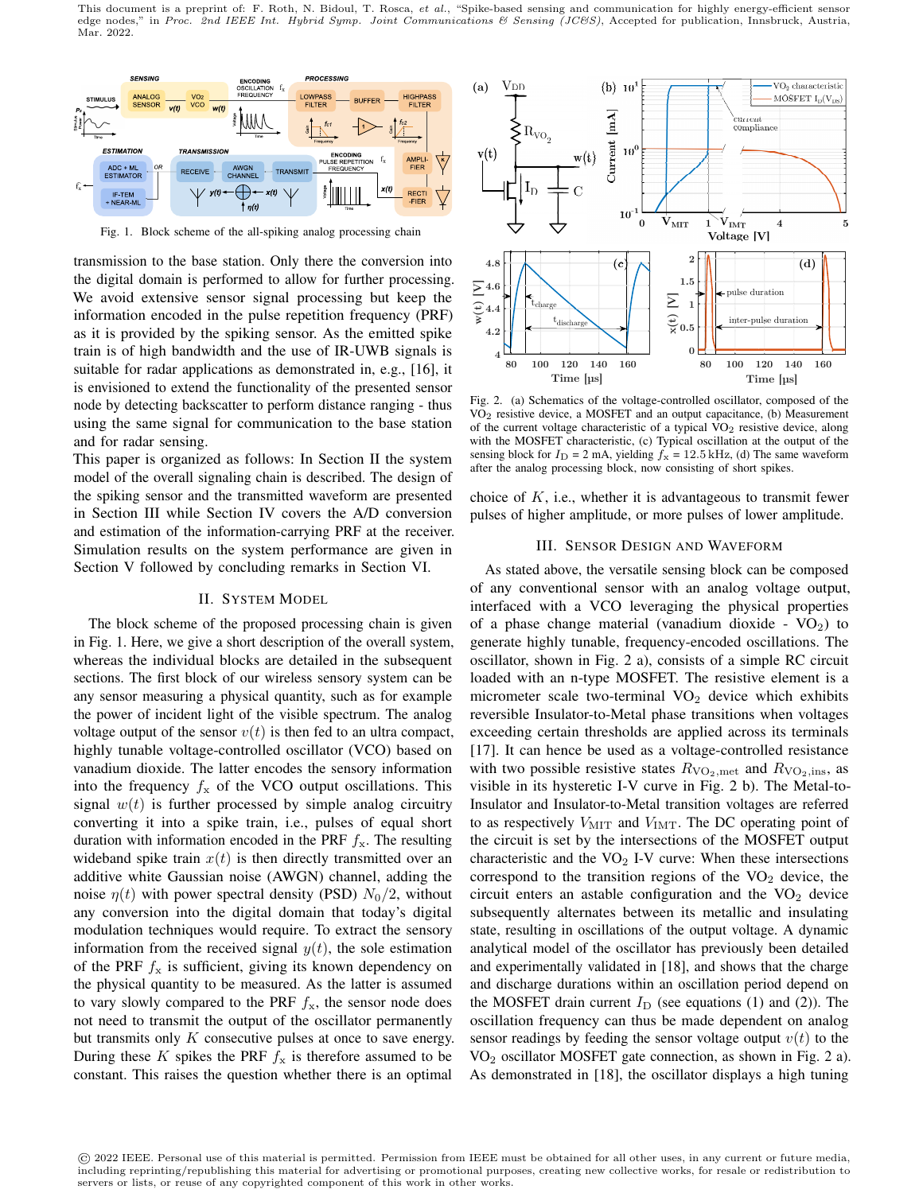Fig. 1. Block scheme of the all-spiking analog processing chain

transmission to the base station. Only there the conversion into the digital domain is performed to allow for further processing. We avoid extensive sensor signal processing but keep the information encoded in the pulse repetition frequency (PRF) as it is provided by the spiking sensor. As the emitted spike train is of high bandwidth and the use of IR-UWB signals is suitable for radar applications as demonstrated in, e.g., [16], it is envisioned to extend the functionality of the presented sensor node by detecting backscatter to perform distance ranging - thus using the same signal for communication to the base station and for radar sensing.

This paper is organized as follows: In Section II the system model of the overall signaling chain is described. The design of the spiking sensor and the transmitted waveform are presented in Section III while Section IV covers the A/D conversion and estimation of the information-carrying PRF at the receiver. Simulation results on the system performance are given in Section V followed by concluding remarks in Section VI.

## II. System Model

The block scheme of the proposed processing chain is given in Fig. 1. Here, we give a short description of the overall system, whereas the individual blocks are detailed in the subsequent sections. The first block of our wireless sensory system can be any sensor measuring a physical quantity, such as for example the power of incident light of the visible spectrum. The analog voltage output of the sensor $v(t)$ is then fed to an ultra compact, highly tunable voltage-controlled oscillator (VCO) based on vanadium dioxide. The latter encodes the sensory information into the frequency $f_\mathrm{x}$ of the VCO output oscillations. This signal $w(t)$ is further processed by simple analog circuitry converting it into a spike train, i.e., pulses of equal short duration with information encoded in the PRF $f_\mathrm{x}$. The resulting wideband spike train $x(t)$ is then directly transmitted over an additive white Gaussian noise (AWGN) channel, adding the noise $\eta(t)$ with power spectral density (PSD) $N_0/2$, without any conversion into the digital domain that today's digital modulation techniques would require. To extract the sensory information from the received signal $y(t)$, the sole estimation of the PRF $f_\mathrm{x}$ is sufficient, giving its known dependency on the physical quantity to be measured. As the latter is assumed to vary slowly compared to the PRF $f_\mathrm{x}$, the sensor node does not need to transmit the output of the oscillator permanently but transmits only $K$ consecutive pulses at once to save energy. During these $K$ spikes the PRF $f_\mathrm{x}$ is therefore assumed to be constant. This raises the question whether there is an optimal choice of $K$, i.e., whether it is advantageous to transmit fewer pulses of higher amplitude, or more pulses of lower amplitude.

Fig. 2. (a) Schematics of the voltage-controlled oscillator, composed of the $VO_2$ resistive device, a MOSFET and an output capacitance, (b) Measurement of the current voltage characteristic of a typical $VO_2$ resistive device, along with the MOSFET characteristic, (c) Typical oscillation at the output of the sensing block for $I_\mathrm{D}$ = 2 mA, yielding $f_\mathrm{x}$ = 12.5 kHz, (d) The same waveform after the analog processing block, now consisting of short spikes.

## III. Sensor Design and Waveform

As stated above, the versatile sensing block can be composed of any conventional sensor with an analog voltage output, interfaced with a VCO leveraging the physical properties of a phase change material (vanadium dioxide - $VO_2$) to generate highly tunable, frequency-encoded oscillations. The oscillator, shown in Fig. 2 a), consists of a simple RC circuit loaded with an n-type MOSFET. The resistive element is a micrometer scale two-terminal $VO_2$ device which exhibits reversible Insulator-to-Metal phase transitions when voltages exceeding certain thresholds are applied across its terminals [17]. It can hence be used as a voltage-controlled resistance with two possible resistive states $R_{\mathrm{VO_2,met}}$ and $R_{\mathrm{VO_2,ins}}$, as visible in its hysteretic I-V curve in Fig. 2 b). The Metal-to-Insulator and Insulator-to-Metal transition voltages are referred to as respectively $V_\mathrm{MIT}$ and $V_\mathrm{IMT}$. The DC operating point of the circuit is set by the intersections of the MOSFET output characteristic and the $VO_2$ I-V curve: When these intersections correspond to the transition regions of the $VO_2$ device, the circuit enters an astable configuration and the $VO_2$ device subsequently alternates between its metallic and insulating state, resulting in oscillations of the output voltage. A dynamic analytical model of the oscillator has previously been detailed and experimentally validated in [18], and shows that the charge and discharge durations within an oscillation period depend on the MOSFET drain current $I_\mathrm{D}$ (see equations (1) and (2)). The oscillation frequency can thus be made dependent on analog sensor readings by feeding the sensor voltage output $v(t)$ to the $VO_2$ oscillator MOSFET gate connection, as shown in Fig. 2 a). As demonstrated in [18], the oscillator displays a high tuning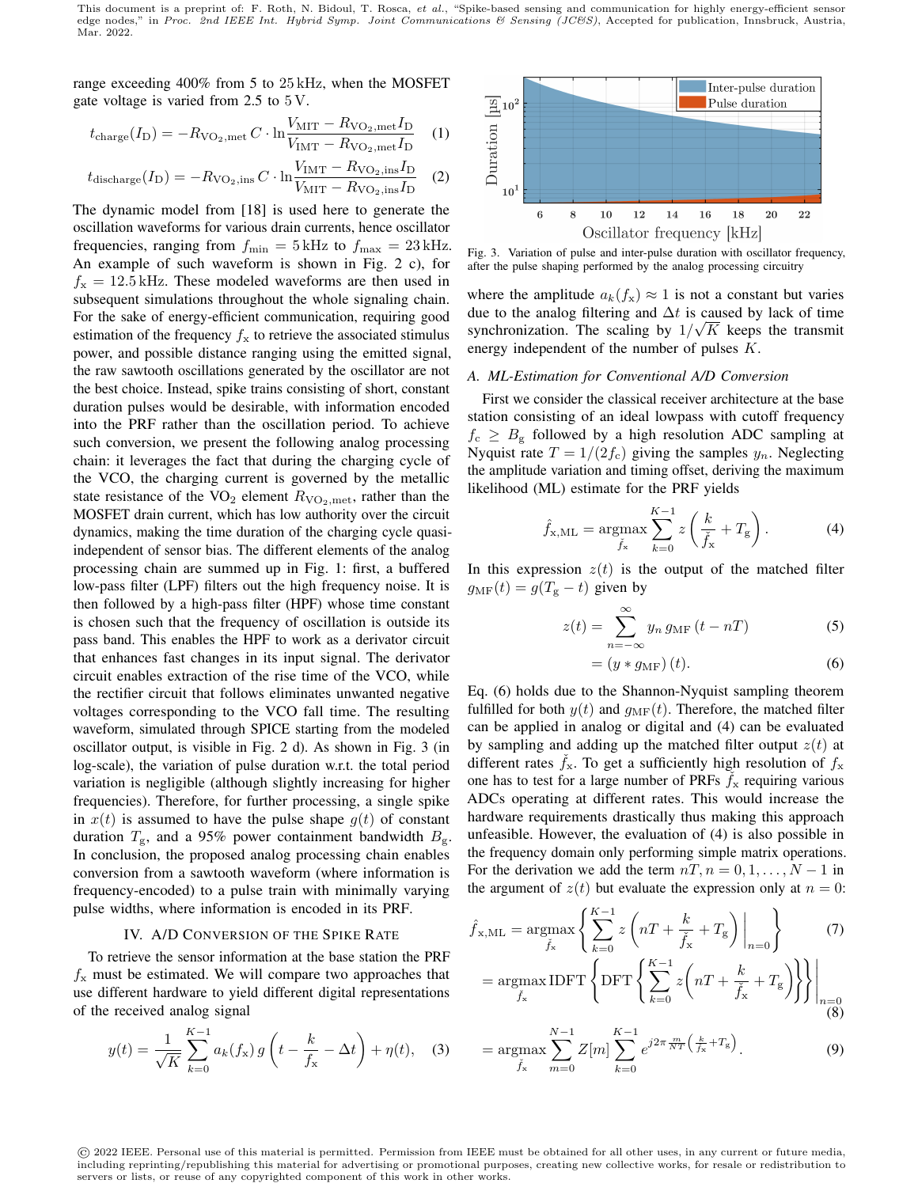range exceeding 400% from 5 to 25 kHz, when the MOSFET gate voltage is varied from 2.5 to 5 V.

$$t_{\text{charge}}(I_{\text{D}}) = -R_{\text{VO}_2,\text{met}}\, C \cdot \ln \frac{V_{\text{MIT}} - R_{\text{VO}_2,\text{met}} I_{\text{D}}}{V_{\text{IMT}} - R_{\text{VO}_2,\text{met}} I_{\text{D}}} \quad (1)$$

$$t_{\text{discharge}}(I_{\text{D}}) = -R_{\text{VO}_2,\text{ins}}\, C \cdot \ln \frac{V_{\text{IMT}} - R_{\text{VO}_2,\text{ins}} I_{\text{D}}}{V_{\text{MIT}} - R_{\text{VO}_2,\text{ins}} I_{\text{D}}} \quad (2)$$

The dynamic model from [18] is used here to generate the oscillation waveforms for various drain currents, hence oscillator frequencies, ranging from $f_{\min} = 5\,\text{kHz}$ to $f_{\max} = 23\,\text{kHz}$. An example of such waveform is shown in Fig. 2 c), for $f_{\text{x}} = 12.5\,\text{kHz}$. These modeled waveforms are then used in subsequent simulations throughout the whole signaling chain. For the sake of energy-efficient communication, requiring good estimation of the frequency $f_{\text{x}}$ to retrieve the associated stimulus power, and possible distance ranging using the emitted signal, the raw sawtooth oscillations generated by the oscillator are not the best choice. Instead, spike trains consisting of short, constant duration pulses would be desirable, with information encoded into the PRF rather than the oscillation period. To achieve such conversion, we present the following analog processing chain: it leverages the fact that during the charging cycle of the VCO, the charging current is governed by the metallic state resistance of the $\text{VO}_2$ element $R_{\text{VO}_2,\text{met}}$, rather than the MOSFET drain current, which has low authority over the circuit dynamics, making the time duration of the charging cycle quasi-independent of sensor bias. The different elements of the analog processing chain are summed up in Fig. 1: first, a buffered low-pass filter (LPF) filters out the high frequency noise. It is then followed by a high-pass filter (HPF) whose time constant is chosen such that the frequency of oscillation is outside its pass band. This enables the HPF to work as a derivator circuit that enhances fast changes in its input signal. The derivator circuit enables extraction of the rise time of the VCO, while the rectifier circuit that follows eliminates unwanted negative voltages corresponding to the VCO fall time. The resulting waveform, simulated through SPICE starting from the modeled oscillator output, is visible in Fig. 2 d). As shown in Fig. 3 (in log-scale), the variation of pulse duration w.r.t. the total period variation is negligible (although slightly increasing for higher frequencies). Therefore, for further processing, a single spike in $x(t)$ is assumed to have the pulse shape $g(t)$ of constant duration $T_{\text{g}}$, and a 95% power containment bandwidth $B_{\text{g}}$. In conclusion, the proposed analog processing chain enables conversion from a sawtooth waveform (where information is frequency-encoded) to a pulse train with minimally varying pulse widths, where information is encoded in its PRF.

Fig. 3. Variation of pulse and inter-pulse duration with oscillator frequency, after the pulse shaping performed by the analog processing circuitry

## IV. A/D Conversion of the Spike Rate

To retrieve the sensor information at the base station the PRF $f_{\text{x}}$ must be estimated. We will compare two approaches that use different hardware to yield different digital representations of the received analog signal

$$y(t) = \frac{1}{\sqrt{K}} \sum_{k=0}^{K-1} a_k(f_{\text{x}})\, g\left(t - \frac{k}{f_{\text{x}}} - \Delta t\right) + \eta(t), \quad (3)$$

where the amplitude $a_k(f_{\text{x}}) \approx 1$ is not a constant but varies due to the analog filtering and $\Delta t$ is caused by lack of time synchronization. The scaling by $1/\sqrt{K}$ keeps the transmit energy independent of the number of pulses $K$.

### A. ML-Estimation for Conventional A/D Conversion

First we consider the classical receiver architecture at the base station consisting of an ideal lowpass with cutoff frequency $f_{\text{c}} \geq B_{\text{g}}$ followed by a high resolution ADC sampling at Nyquist rate $T = 1/(2f_{\text{c}})$ giving the samples $y_n$. Neglecting the amplitude variation and timing offset, deriving the maximum likelihood (ML) estimate for the PRF yields

$$\hat{f}_{\text{x,ML}} = \underset{\check{f}_{\text{x}}}{\operatorname{argmax}} \sum_{k=0}^{K-1} z\left(\frac{k}{\check{f}_{\text{x}}} + T_{\text{g}}\right). \quad (4)$$

In this expression $z(t)$ is the output of the matched filter $g_{\text{MF}}(t) = g(T_{\text{g}} - t)$ given by

$$z(t) = \sum_{n=-\infty}^{\infty} y_n\, g_{\text{MF}}(t - nT) \quad (5)$$

$$= (y * g_{\text{MF}})(t). \quad (6)$$

Eq. (6) holds due to the Shannon-Nyquist sampling theorem fulfilled for both $y(t)$ and $g_{\text{MF}}(t)$. Therefore, the matched filter can be applied in analog or digital and (4) can be evaluated by sampling and adding up the matched filter output $z(t)$ at different rates $\check{f}_{\text{x}}$. To get a sufficiently high resolution of $f_{\text{x}}$ one has to test for a large number of PRFs $\check{f}_{\text{x}}$ requiring various ADCs operating at different rates. This would increase the hardware requirements drastically thus making this approach unfeasible. However, the evaluation of (4) is also possible in the frequency domain only performing simple matrix operations. For the derivation we add the term $nT, n = 0, 1, \ldots, N-1$ in the argument of $z(t)$ but evaluate the expression only at $n = 0$:

$$\hat{f}_{\text{x,ML}} = \underset{\check{f}_{\text{x}}}{\operatorname{argmax}} \left\{ \sum_{k=0}^{K-1} z\left(nT + \frac{k}{\check{f}_{\text{x}}} + T_{\text{g}}\right) \bigg|_{n=0} \right\} \quad (7)$$

$$= \underset{\check{f}_{\text{x}}}{\operatorname{argmax}}\, \text{IDFT}\left\{ \text{DFT}\left\{ \sum_{k=0}^{K-1} z\left(nT + \frac{k}{\check{f}_{\text{x}}} + T_{\text{g}}\right) \right\} \right\} \bigg|_{n=0} \quad (8)$$

$$= \underset{\check{f}_{\text{x}}}{\operatorname{argmax}} \sum_{m=0}^{N-1} Z[m] \sum_{k=0}^{K-1} e^{j2\pi \frac{m}{NT}\left(\frac{k}{\check{f}_{\text{x}}} + T_{\text{g}}\right)}. \quad (9)$$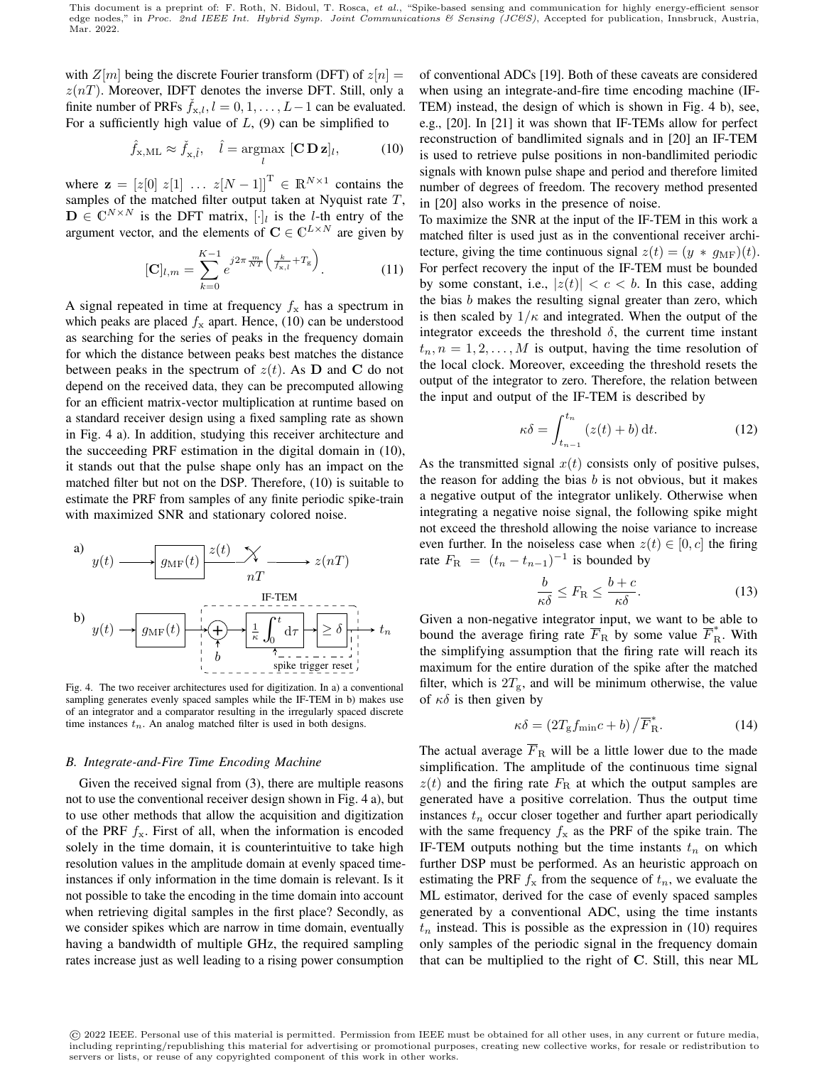with $Z[m]$ being the discrete Fourier transform (DFT) of $z[n] = z(nT)$. Moreover, IDFT denotes the inverse DFT. Still, only a finite number of PRFs $\check{f}_{\mathrm{x},l}, l = 0, 1, \dots, L-1$ can be evaluated. For a sufficiently high value of $L$, (9) can be simplified to

$$\hat{f}_{\mathrm{x,ML}} \approx \check{f}_{\mathrm{x},\hat{l}}, \quad \hat{l} = \underset{l}{\operatorname{argmax}} \, [\mathbf{C}\,\mathbf{D}\,\mathbf{z}]_l, \tag{10}$$

where $\mathbf{z} = [z[0]\ z[1]\ \dots\ z[N-1]]^{\mathrm{T}} \in \mathbb{R}^{N \times 1}$ contains the samples of the matched filter output taken at Nyquist rate $T$, $\mathbf{D} \in \mathbb{C}^{N \times N}$ is the DFT matrix, $[\cdot]_l$ is the $l$-th entry of the argument vector, and the elements of $\mathbf{C} \in \mathbb{C}^{L \times N}$ are given by

$$[\mathbf{C}]_{l,m} = \sum_{k=0}^{K-1} e^{j2\pi \frac{m}{NT}\left(\frac{k}{\check{f}_{\mathrm{x},l}} + T_{\mathrm{g}}\right)}. \tag{11}$$

A signal repeated in time at frequency $f_{\mathrm{x}}$ has a spectrum in which peaks are placed $f_{\mathrm{x}}$ apart. Hence, (10) can be understood as searching for the series of peaks in the frequency domain for which the distance between peaks best matches the distance between peaks in the spectrum of $z(t)$. As $\mathbf{D}$ and $\mathbf{C}$ do not depend on the received data, they can be precomputed allowing for an efficient matrix-vector multiplication at runtime based on a standard receiver design using a fixed sampling rate as shown in Fig. 4 a). In addition, studying this receiver architecture and the succeeding PRF estimation in the digital domain in (10), it stands out that the pulse shape only has an impact on the matched filter but not on the DSP. Therefore, (10) is suitable to estimate the PRF from samples of any finite periodic spike-train with maximized SNR and stationary colored noise.

Fig. 4. The two receiver architectures used for digitization. In a) a conventional sampling generates evenly spaced samples while the IF-TEM in b) makes use of an integrator and a comparator resulting in the irregularly spaced discrete time instances $t_n$. An analog matched filter is used in both designs.

### B. Integrate-and-Fire Time Encoding Machine

Given the received signal from (3), there are multiple reasons not to use the conventional receiver design shown in Fig. 4 a), but to use other methods that allow the acquisition and digitization of the PRF $f_{\mathrm{x}}$. First of all, when the information is encoded solely in the time domain, it is counterintuitive to take high resolution values in the amplitude domain at evenly spaced time-instances if only information in the time domain is relevant. Is it not possible to take the encoding in the time domain into account when retrieving digital samples in the first place? Secondly, as we consider spikes which are narrow in time domain, eventually having a bandwidth of multiple GHz, the required sampling rates increase just as well leading to a rising power consumption of conventional ADCs [19]. Both of these caveats are considered when using an integrate-and-fire time encoding machine (IF-TEM) instead, the design of which is shown in Fig. 4 b), see, e.g., [20]. In [21] it was shown that IF-TEMs allow for perfect reconstruction of bandlimited signals and in [20] an IF-TEM is used to retrieve pulse positions in non-bandlimited periodic signals with known pulse shape and period and therefore limited number of degrees of freedom. The recovery method presented in [20] also works in the presence of noise.

To maximize the SNR at the input of the IF-TEM in this work a matched filter is used just as in the conventional receiver architecture, giving the time continuous signal $z(t) = (y * g_{\mathrm{MF}})(t)$. For perfect recovery the input of the IF-TEM must be bounded by some constant, i.e., $|z(t)| < c < b$. In this case, adding the bias $b$ makes the resulting signal greater than zero, which is then scaled by $1/\kappa$ and integrated. When the output of the integrator exceeds the threshold $\delta$, the current time instant $t_n, n = 1, 2, \dots, M$ is output, having the time resolution of the local clock. Moreover, exceeding the threshold resets the output of the integrator to zero. Therefore, the relation between the input and output of the IF-TEM is described by

$$\kappa\delta = \int_{t_{n-1}}^{t_n} (z(t) + b)\,\mathrm{d}t. \tag{12}$$

As the transmitted signal $x(t)$ consists only of positive pulses, the reason for adding the bias $b$ is not obvious, but it makes a negative output of the integrator unlikely. Otherwise when integrating a negative noise signal, the following spike might not exceed the threshold allowing the noise variance to increase even further. In the noiseless case when $z(t) \in [0, c]$ the firing rate $F_{\mathrm{R}} = (t_n - t_{n-1})^{-1}$ is bounded by

$$\frac{b}{\kappa\delta} \leq F_{\mathrm{R}} \leq \frac{b + c}{\kappa\delta}. \tag{13}$$

Given a non-negative integrator input, we want to be able to bound the average firing rate $\overline{F}_{\mathrm{R}}$ by some value $\overline{F}_{\mathrm{R}}^{*}$. With the simplifying assumption that the firing rate will reach its maximum for the entire duration of the spike after the matched filter, which is $2T_{\mathrm{g}}$, and will be minimum otherwise, the value of $\kappa\delta$ is then given by

$$\kappa\delta = \left(2T_{\mathrm{g}} f_{\mathrm{min}} c + b\right) / \overline{F}_{\mathrm{R}}^{*}. \tag{14}$$

The actual average $\overline{F}_{\mathrm{R}}$ will be a little lower due to the made simplification. The amplitude of the continuous time signal $z(t)$ and the firing rate $F_{\mathrm{R}}$ at which the output samples are generated have a positive correlation. Thus the output time instances $t_n$ occur closer together and further apart periodically with the same frequency $f_{\mathrm{x}}$ as the PRF of the spike train. The IF-TEM outputs nothing but the time instants $t_n$ on which further DSP must be performed. As an heuristic approach on estimating the PRF $f_{\mathrm{x}}$ from the sequence of $t_n$, we evaluate the ML estimator, derived for the case of evenly spaced samples generated by a conventional ADC, using the time instants $t_n$ instead. This is possible as the expression in (10) requires only samples of the periodic signal in the frequency domain that can be multiplied to the right of $\mathbf{C}$. Still, this near ML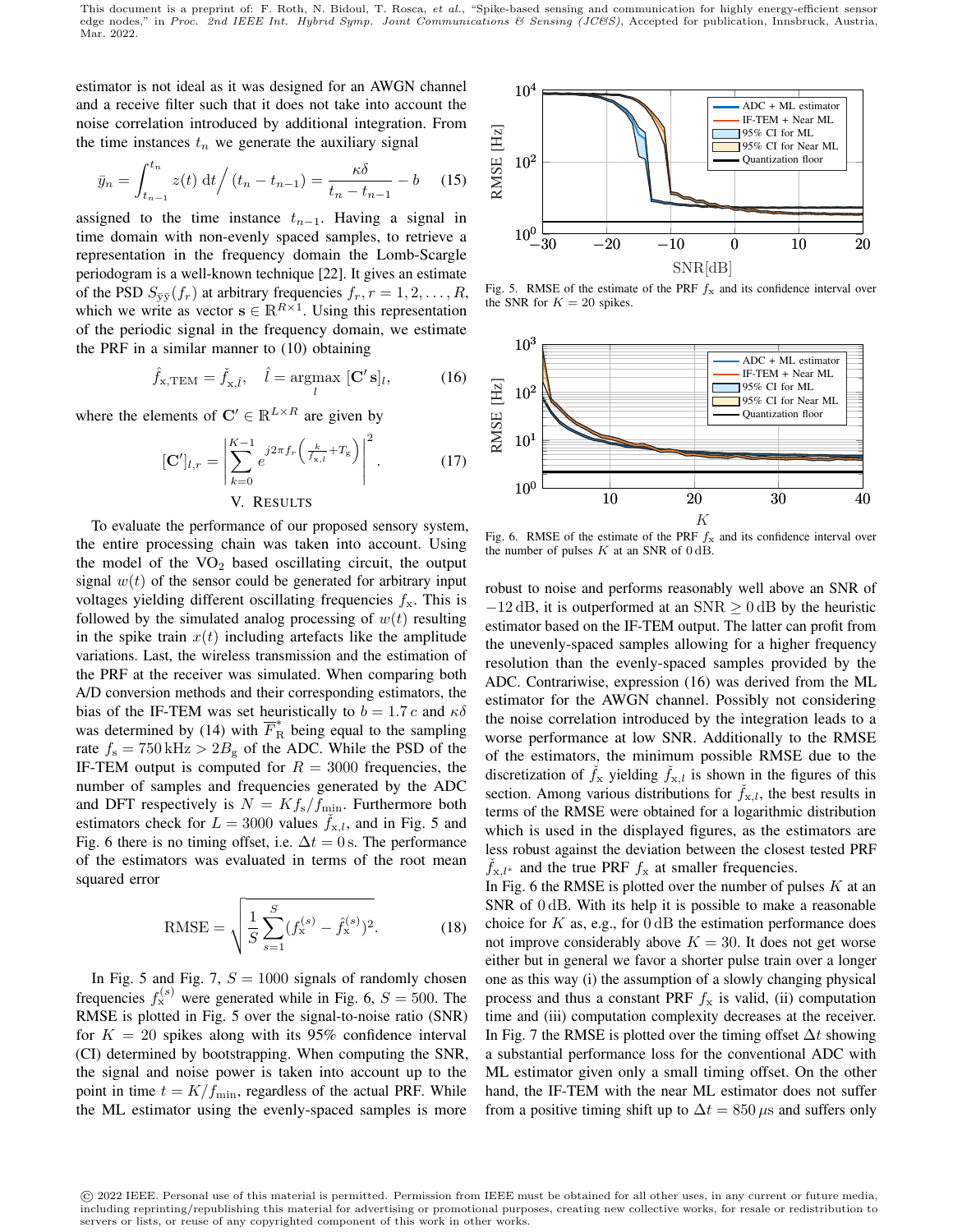estimator is not ideal as it was designed for an AWGN channel and a receive filter such that it does not take into account the noise correlation introduced by additional integration. From the time instances $t_n$ we generate the auxiliary signal

$$\bar{y}_n = \int_{t_{n-1}}^{t_n} z(t)\,\mathrm{d}t \Big/ (t_n - t_{n-1}) = \frac{\kappa\delta}{t_n - t_{n-1}} - b \qquad (15)$$

assigned to the time instance $t_{n-1}$. Having a signal in time domain with non-evenly spaced samples, to retrieve a representation in the frequency domain the Lomb-Scargle periodogram is a well-known technique [22]. It gives an estimate of the PSD $S_{\bar{y}\bar{y}}(f_r)$ at arbitrary frequencies $f_r, r = 1, 2, \ldots, R$, which we write as vector $\mathbf{s} \in \mathbb{R}^{R\times 1}$. Using this representation of the periodic signal in the frequency domain, we estimate the PRF in a similar manner to (10) obtaining

$$\hat{f}_{\mathrm{x,TEM}} = \check{f}_{\mathrm{x},\hat{l}}, \quad \hat{l} = \underset{l}{\operatorname{argmax}}\, [\mathbf{C}'\,\mathbf{s}]_l, \qquad (16)$$

where the elements of $\mathbf{C}' \in \mathbb{R}^{L\times R}$ are given by

$$[\mathbf{C}']_{l,r} = \left| \sum_{k=0}^{K-1} e^{j2\pi f_r\left(\frac{k}{\check{f}_{\mathrm{x},l}} + T_{\mathrm{g}}\right)} \right|^2. \qquad (17)$$

## V. Results

To evaluate the performance of our proposed sensory system, the entire processing chain was taken into account. Using the model of the $VO_2$ based oscillating circuit, the output signal $w(t)$ of the sensor could be generated for arbitrary input voltages yielding different oscillating frequencies $f_{\mathrm{x}}$. This is followed by the simulated analog processing of $w(t)$ resulting in the spike train $x(t)$ including artefacts like the amplitude variations. Last, the wireless transmission and the estimation of the PRF at the receiver was simulated. When comparing both A/D conversion methods and their corresponding estimators, the bias of the IF-TEM was set heuristically to $b = 1.7\,c$ and $\kappa\delta$ was determined by (14) with $\overline{F}_{\mathrm{R}}^*$ being equal to the sampling rate $f_{\mathrm{s}} = 750\,\mathrm{kHz} > 2B_{\mathrm{g}}$ of the ADC. While the PSD of the IF-TEM output is computed for $R = 3000$ frequencies, the number of samples and frequencies generated by the ADC and DFT respectively is $N = Kf_{\mathrm{s}}/f_{\mathrm{min}}$. Furthermore both estimators check for $L = 3000$ values $\check{f}_{\mathrm{x},l}$, and in Fig. 5 and Fig. 6 there is no timing offset, i.e. $\Delta t = 0\,\mathrm{s}$. The performance of the estimators was evaluated in terms of the root mean squared error

$$\mathrm{RMSE} = \sqrt{\frac{1}{S}\sum_{s=1}^{S}(f_{\mathrm{x}}^{(s)} - \hat{f}_{\mathrm{x}}^{(s)})^2}. \qquad (18)$$

In Fig. 5 and Fig. 7, $S = 1000$ signals of randomly chosen frequencies $f_{\mathrm{x}}^{(s)}$ were generated while in Fig. 6, $S = 500$. The RMSE is plotted in Fig. 5 over the signal-to-noise ratio (SNR) for $K = 20$ spikes along with its 95% confidence interval (CI) determined by bootstrapping. When computing the SNR, the signal and noise power is taken into account up to the point in time $t = K/f_{\mathrm{min}}$, regardless of the actual PRF. While the ML estimator using the evenly-spaced samples is more

Fig. 5. RMSE of the estimate of the PRF $f_{\mathrm{x}}$ and its confidence interval over the SNR for $K = 20$ spikes.

Fig. 6. RMSE of the estimate of the PRF $f_{\mathrm{x}}$ and its confidence interval over the number of pulses $K$ at an SNR of $0\,\mathrm{dB}$.

robust to noise and performs reasonably well above an SNR of $-12\,\mathrm{dB}$, it is outperformed at an $\mathrm{SNR} \geq 0\,\mathrm{dB}$ by the heuristic estimator based on the IF-TEM output. The latter can profit from the unevenly-spaced samples allowing for a higher frequency resolution than the evenly-spaced samples provided by the ADC. Contrariwise, expression (16) was derived from the ML estimator for the AWGN channel. Possibly not considering the noise correlation introduced by the integration leads to a worse performance at low SNR. Additionally to the RMSE of the estimators, the minimum possible RMSE due to the discretization of $\check{f}_{\mathrm{x}}$ yielding $\check{f}_{\mathrm{x},l}$ is shown in the figures of this section. Among various distributions for $\check{f}_{\mathrm{x},l}$, the best results in terms of the RMSE were obtained for a logarithmic distribution which is used in the displayed figures, as the estimators are less robust against the deviation between the closest tested PRF $\check{f}_{\mathrm{x},l^*}$ and the true PRF $f_{\mathrm{x}}$ at smaller frequencies.

In Fig. 6 the RMSE is plotted over the number of pulses $K$ at an SNR of $0\,\mathrm{dB}$. With its help it is possible to make a reasonable choice for $K$ as, e.g., for $0\,\mathrm{dB}$ the estimation performance does not improve considerably above $K = 30$. It does not get worse either but in general we favor a shorter pulse train over a longer one as this way (i) the assumption of a slowly changing physical process and thus a constant PRF $f_{\mathrm{x}}$ is valid, (ii) computation time and (iii) computation complexity decreases at the receiver. In Fig. 7 the RMSE is plotted over the timing offset $\Delta t$ showing a substantial performance loss for the conventional ADC with ML estimator given only a small timing offset. On the other hand, the IF-TEM with the near ML estimator does not suffer from a positive timing shift up to $\Delta t = 850\,\mu\mathrm{s}$ and suffers only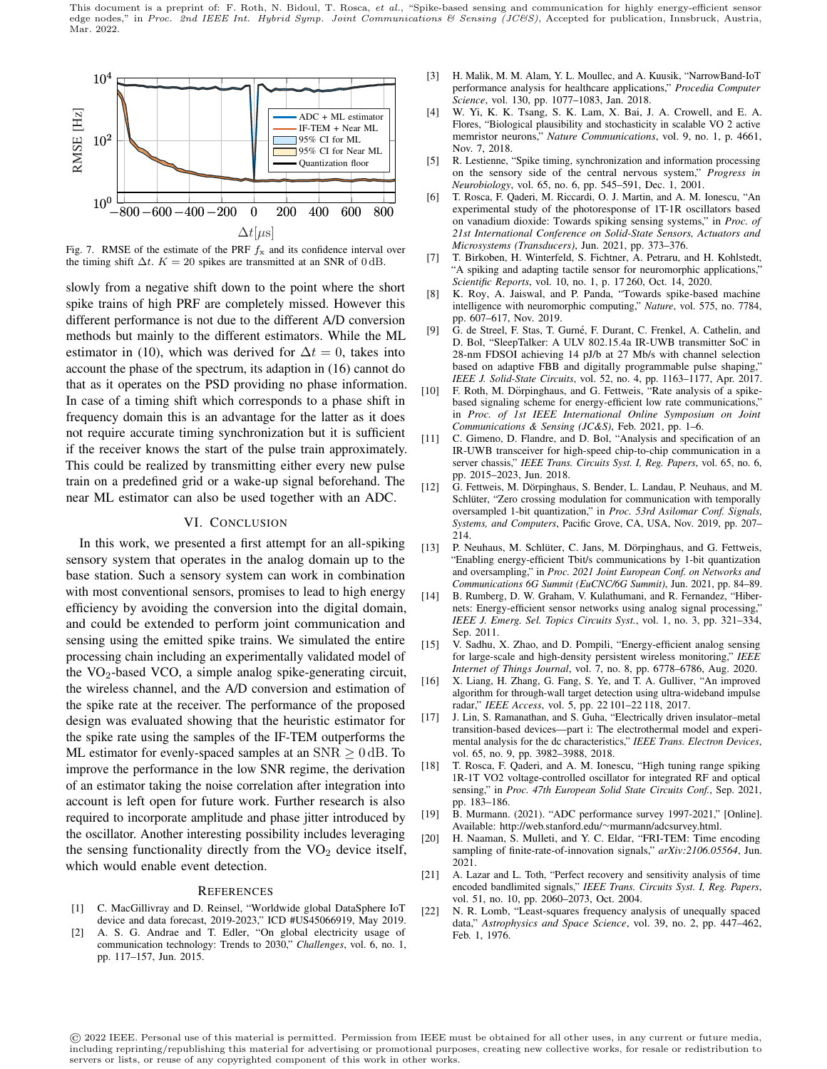$10^4$

$10^2$

$10^0$

RMSE [Hz]

−800 −600 −400 −200 0 200 400 600 800

$\Delta t[\mu s]$

ADC + ML estimator

IF-TEM + Near ML

95% CI for ML

95% CI for Near ML

Quantization floor

Fig. 7. RMSE of the estimate of the PRF $f_x$ and its confidence interval over the timing shift $\Delta t$. $K = 20$ spikes are transmitted at an SNR of $0\,\mathrm{dB}$.

slowly from a negative shift down to the point where the short spike trains of high PRF are completely missed. However this different performance is not due to the different A/D conversion methods but mainly to the different estimators. While the ML estimator in (10), which was derived for $\Delta t = 0$, takes into account the phase of the spectrum, its adaption in (16) cannot do that as it operates on the PSD providing no phase information. In case of a timing shift which corresponds to a phase shift in frequency domain this is an advantage for the latter as it does not require accurate timing synchronization but it is sufficient if the receiver knows the start of the pulse train approximately. This could be realized by transmitting either every new pulse train on a predefined grid or a wake-up signal beforehand. The near ML estimator can also be used together with an ADC.

## VI. Conclusion

In this work, we presented a first attempt for an all-spiking sensory system that operates in the analog domain up to the base station. Such a sensory system can work in combination with most conventional sensors, promises to lead to high energy efficiency by avoiding the conversion into the digital domain, and could be extended to perform joint communication and sensing using the emitted spike trains. We simulated the entire processing chain including an experimentally validated model of the $VO_2$-based VCO, a simple analog spike-generating circuit, the wireless channel, and the A/D conversion and estimation of the spike rate at the receiver. The performance of the proposed design was evaluated showing that the heuristic estimator for the spike rate using the samples of the IF-TEM outperforms the ML estimator for evenly-spaced samples at an $\mathrm{SNR} \geq 0\,\mathrm{dB}$. To improve the performance in the low SNR regime, the derivation of an estimator taking the noise correlation after integration into account is left open for future work. Further research is also required to incorporate amplitude and phase jitter introduced by the oscillator. Another interesting possibility includes leveraging the sensing functionality directly from the $VO_2$ device itself, which would enable event detection.

## References

[1] C. MacGillivray and D. Reinsel, "Worldwide global DataSphere IoT device and data forecast, 2019-2023," ICD #US45066919, May 2019.

[2] A. S. G. Andrae and T. Edler, "On global electricity usage of communication technology: Trends to 2030," *Challenges*, vol. 6, no. 1, pp. 117–157, Jun. 2015.

[3] H. Malik, M. M. Alam, Y. L. Moullec, and A. Kuusik, "NarrowBand-IoT performance analysis for healthcare applications," *Procedia Computer Science*, vol. 130, pp. 1077–1083, Jan. 2018.

[4] W. Yi, K. K. Tsang, S. K. Lam, X. Bai, J. A. Crowell, and E. A. Flores, "Biological plausibility and stochasticity in scalable VO 2 active memristor neurons," *Nature Communications*, vol. 9, no. 1, p. 4661, Nov. 7, 2018.

[5] R. Lestienne, "Spike timing, synchronization and information processing on the sensory side of the central nervous system," *Progress in Neurobiology*, vol. 65, no. 6, pp. 545–591, Dec. 1, 2001.

[6] T. Rosca, F. Qaderi, M. Riccardi, O. J. Martin, and A. M. Ionescu, "An experimental study of the photoresponse of 1T-1R oscillators based on vanadium dioxide: Towards spiking sensing systems," in *Proc. of 21st International Conference on Solid-State Sensors, Actuators and Microsystems (Transducers)*, Jun. 2021, pp. 373–376.

[7] T. Birkoben, H. Winterfeld, S. Fichtner, A. Petraru, and H. Kohlstedt, "A spiking and adapting tactile sensor for neuromorphic applications," *Scientific Reports*, vol. 10, no. 1, p. 17 260, Oct. 14, 2020.

[8] K. Roy, A. Jaiswal, and P. Panda, "Towards spike-based machine intelligence with neuromorphic computing," *Nature*, vol. 575, no. 7784, pp. 607–617, Nov. 2019.

[9] G. de Streel, F. Stas, T. Gurné, F. Durant, C. Frenkel, A. Cathelin, and D. Bol, "SleepTalker: A ULV 802.15.4a IR-UWB transmitter SoC in 28-nm FDSOI achieving 14 pJ/b at 27 Mb/s with channel selection based on adaptive FBB and digitally programmable pulse shaping," *IEEE J. Solid-State Circuits*, vol. 52, no. 4, pp. 1163–1177, Apr. 2017.

[10] F. Roth, M. Dörpinghaus, and G. Fettweis, "Rate analysis of a spike-based signaling scheme for energy-efficient low rate communications," in *Proc. of 1st IEEE International Online Symposium on Joint Communications & Sensing (JC&S)*, Feb. 2021, pp. 1–6.

[11] C. Gimeno, D. Flandre, and D. Bol, "Analysis and specification of an IR-UWB transceiver for high-speed chip-to-chip communication in a server chassis," *IEEE Trans. Circuits Syst. I, Reg. Papers*, vol. 65, no. 6, pp. 2015–2023, Jun. 2018.

[12] G. Fettweis, M. Dörpinghaus, S. Bender, L. Landau, P. Neuhaus, and M. Schlüter, "Zero crossing modulation for communication with temporally oversampled 1-bit quantization," in *Proc. 53rd Asilomar Conf. Signals, Systems, and Computers*, Pacific Grove, CA, USA, Nov. 2019, pp. 207–214.

[13] P. Neuhaus, M. Schlüter, C. Jans, M. Dörpinghaus, and G. Fettweis, "Enabling energy-efficient Tbit/s communications by 1-bit quantization and oversampling," in *Proc. 2021 Joint European Conf. on Networks and Communications 6G Summit (EuCNC/6G Summit)*, Jun. 2021, pp. 84–89.

[14] B. Rumberg, D. W. Graham, V. Kulathumani, and R. Fernandez, "Hibernets: Energy-efficient sensor networks using analog signal processing," *IEEE J. Emerg. Sel. Topics Circuits Syst.*, vol. 1, no. 3, pp. 321–334, Sep. 2011.

[15] V. Sadhu, X. Zhao, and D. Pompili, "Energy-efficient analog sensing for large-scale and high-density persistent wireless monitoring," *IEEE Internet of Things Journal*, vol. 7, no. 8, pp. 6778–6786, Aug. 2020.

[16] X. Liang, H. Zhang, G. Fang, S. Ye, and T. A. Gulliver, "An improved algorithm for through-wall target detection using ultra-wideband impulse radar," *IEEE Access*, vol. 5, pp. 22 101–22 118, 2017.

[17] J. Lin, S. Ramanathan, and S. Guha, "Electrically driven insulator–metal transition-based devices—part i: The electrothermal model and experimental analysis for the dc characteristics," *IEEE Trans. Electron Devices*, vol. 65, no. 9, pp. 3982–3988, 2018.

[18] T. Rosca, F. Qaderi, and A. M. Ionescu, "High tuning range spiking 1R-1T VO2 voltage-controlled oscillator for integrated RF and optical sensing," in *Proc. 47th European Solid State Circuits Conf.*, Sep. 2021, pp. 183–186.

[19] B. Murmann. (2021). "ADC performance survey 1997-2021," [Online]. Available: http://web.stanford.edu/~murmann/adcsurvey.html.

[20] H. Naaman, S. Mulleti, and Y. C. Eldar, "FRI-TEM: Time encoding sampling of finite-rate-of-innovation signals," *arXiv:2106.05564*, Jun. 2021.

[21] A. Lazar and L. Toth, "Perfect recovery and sensitivity analysis of time encoded bandlimited signals," *IEEE Trans. Circuits Syst. I, Reg. Papers*, vol. 51, no. 10, pp. 2060–2073, Oct. 2004.

[22] N. R. Lomb, "Least-squares frequency analysis of unequally spaced data," *Astrophysics and Space Science*, vol. 39, no. 2, pp. 447–462, Feb. 1, 1976.